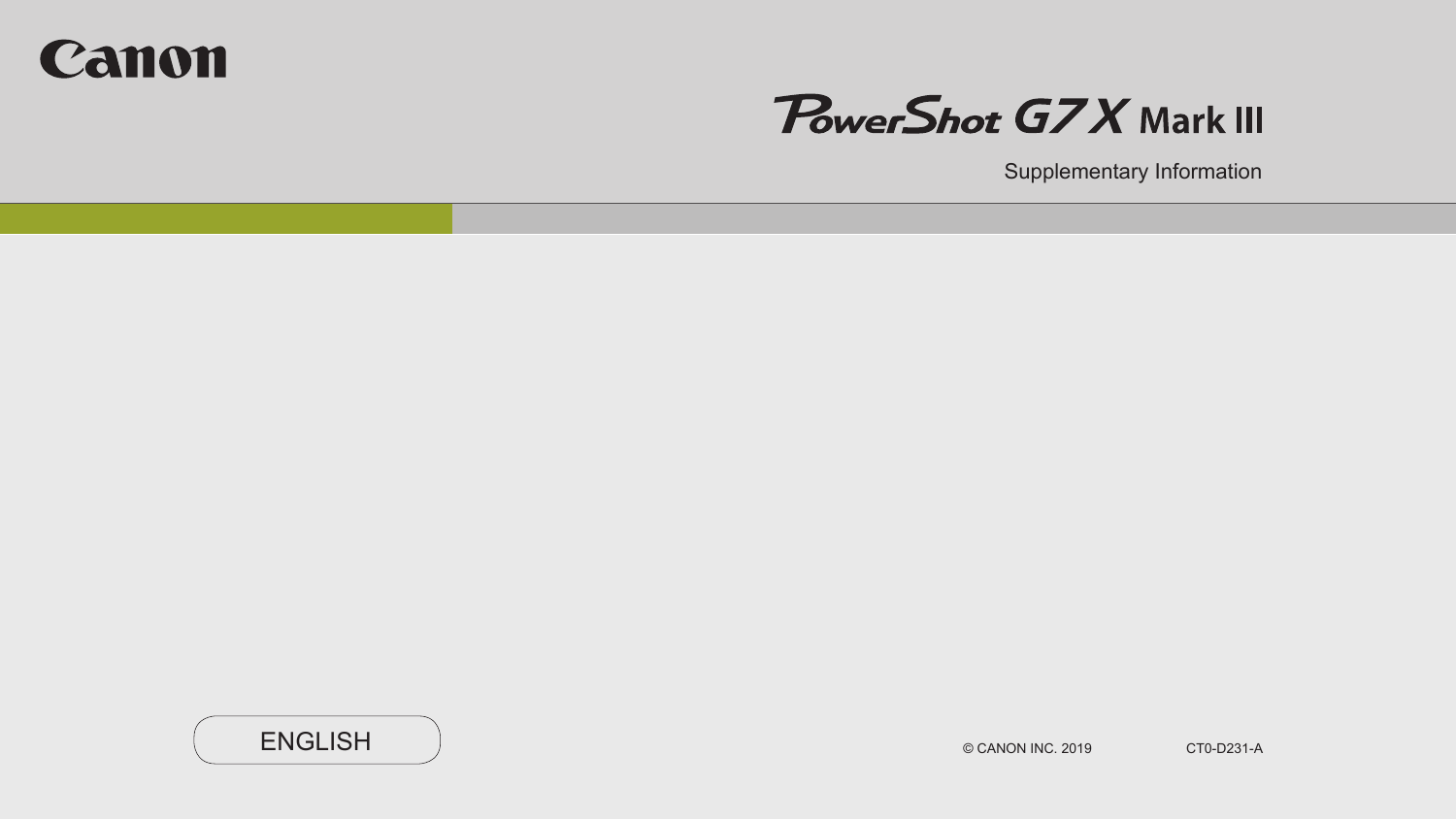Canon

# PowerShot G7 X Mark III

Supplementary Information

ENGLISH

© CANON INC. 2019

CT0-D231-A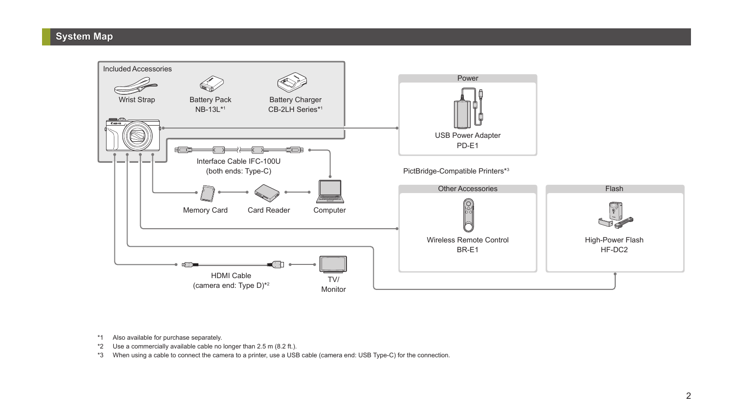## System Map

Included Accessories

Wrist Strap

Battery Pack NB-13L*1

Battery Charger CB-2LH Series*1

Interface Cable IFC-100U (both ends: Type-C)

Memory Card

Card Reader

Computer

HDMI Cable (camera end: Type D)*2

TV/ Monitor

Power

USB Power Adapter PD-E1

PictBridge-Compatible Printers*3

Other Accessories

Wireless Remote Control BR-E1

Flash

High-Power Flash HF-DC2

*1 Also available for purchase separately.

*2 Use a commercially available cable no longer than 2.5 m (8.2 ft.).

*3 When using a cable to connect the camera to a printer, use a USB cable (camera end: USB Type-C) for the connection.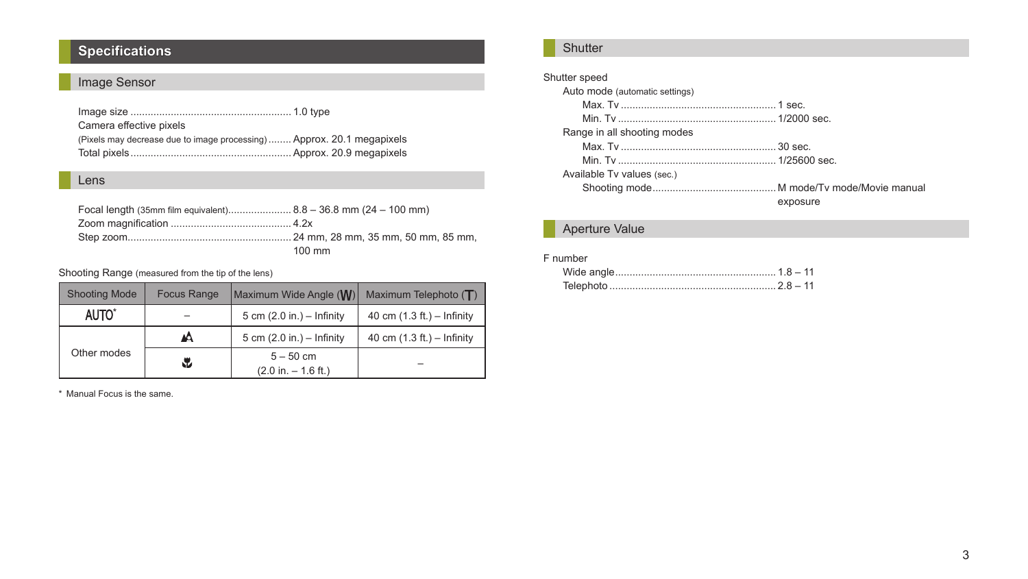# Specifications

## Image Sensor

Image size ....................................................... 1.0 type

Camera effective pixels

(Pixels may decrease due to image processing) ........ Approx. 20.1 megapixels

Total pixels ....................................................... Approx. 20.9 megapixels

## Lens

Focal length (35mm film equivalent)...................... 8.8 – 36.8 mm (24 – 100 mm)

Zoom magnification .......................................... 4.2x

Step zoom......................................................... 24 mm, 28 mm, 35 mm, 50 mm, 85 mm, 100 mm

Shooting Range (measured from the tip of the lens)

| Shooting Mode | Focus Range | Maximum Wide Angle (W) | Maximum Telephoto (T) |
|---|---|---|---|
| AUTO* | – | 5 cm (2.0 in.) – Infinity | 40 cm (1.3 ft.) – Infinity |
| Other modes | ▲ | 5 cm (2.0 in.) – Infinity | 40 cm (1.3 ft.) – Infinity |
| | 🌷 | 5 – 50 cm (2.0 in. – 1.6 ft.) | – |

* Manual Focus is the same.

## Shutter

Shutter speed

- Auto mode (automatic settings)
  - Max. Tv ..................................................... 1 sec.
  - Min. Tv ...................................................... 1/2000 sec.
- Range in all shooting modes
  - Max. Tv ..................................................... 30 sec.
  - Min. Tv ...................................................... 1/25600 sec.
- Available Tv values (sec.)
  - Shooting mode........................................... M mode/Tv mode/Movie manual exposure

## Aperture Value

F number

- Wide angle........................................................ 1.8 – 11
- Telephoto .......................................................... 2.8 – 11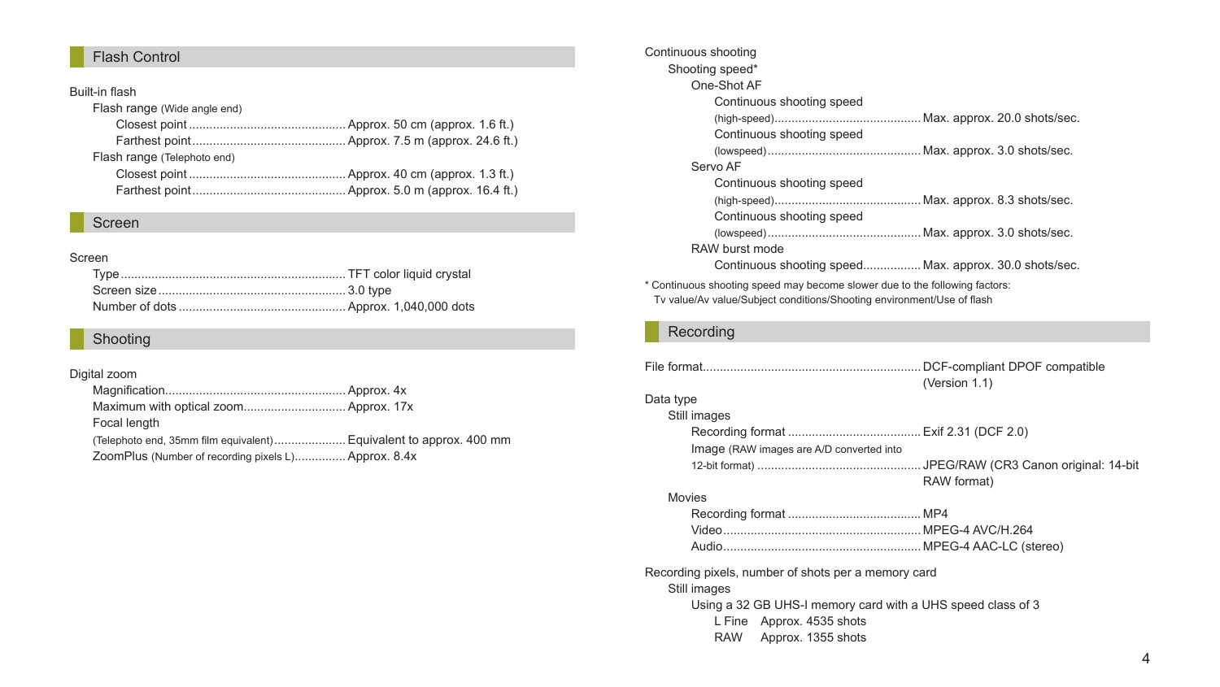## Flash Control

Built-in flash

- Flash range (Wide angle end)
  - Closest point ............ Approx. 50 cm (approx. 1.6 ft.)
  - Farthest point ............ Approx. 7.5 m (approx. 24.6 ft.)
- Flash range (Telephoto end)
  - Closest point ............ Approx. 40 cm (approx. 1.3 ft.)
  - Farthest point ............ Approx. 5.0 m (approx. 16.4 ft.)

## Screen

Screen

- Type ............ TFT color liquid crystal
- Screen size ............ 3.0 type
- Number of dots ............ Approx. 1,040,000 dots

## Shooting

Digital zoom

- Magnification ............ Approx. 4x
- Maximum with optical zoom ............ Approx. 17x
- Focal length
- (Telephoto end, 35mm film equivalent) ............ Equivalent to approx. 400 mm
- ZoomPlus (Number of recording pixels L) ............ Approx. 8.4x

Continuous shooting

- Shooting speed*
  - One-Shot AF
    - Continuous shooting speed (high-speed) ............ Max. approx. 20.0 shots/sec.
    - Continuous shooting speed (lowspeed) ............ Max. approx. 3.0 shots/sec.
  - Servo AF
    - Continuous shooting speed (high-speed) ............ Max. approx. 8.3 shots/sec.
    - Continuous shooting speed (lowspeed) ............ Max. approx. 3.0 shots/sec.
  - RAW burst mode
    - Continuous shooting speed ............ Max. approx. 30.0 shots/sec.

\* Continuous shooting speed may become slower due to the following factors:
Tv value/Av value/Subject conditions/Shooting environment/Use of flash

## Recording

File format ............ DCF-compliant DPOF compatible (Version 1.1)

Data type

- Still images
  - Recording format ............ Exif 2.31 (DCF 2.0)
  - Image (RAW images are A/D converted into 12-bit format) ............ JPEG/RAW (CR3 Canon original: 14-bit RAW format)
- Movies
  - Recording format ............ MP4
  - Video ............ MPEG-4 AVC/H.264
  - Audio ............ MPEG-4 AAC-LC (stereo)

Recording pixels, number of shots per a memory card

- Still images
  - Using a 32 GB UHS-I memory card with a UHS speed class of 3
    - L Fine Approx. 4535 shots
    - RAW Approx. 1355 shots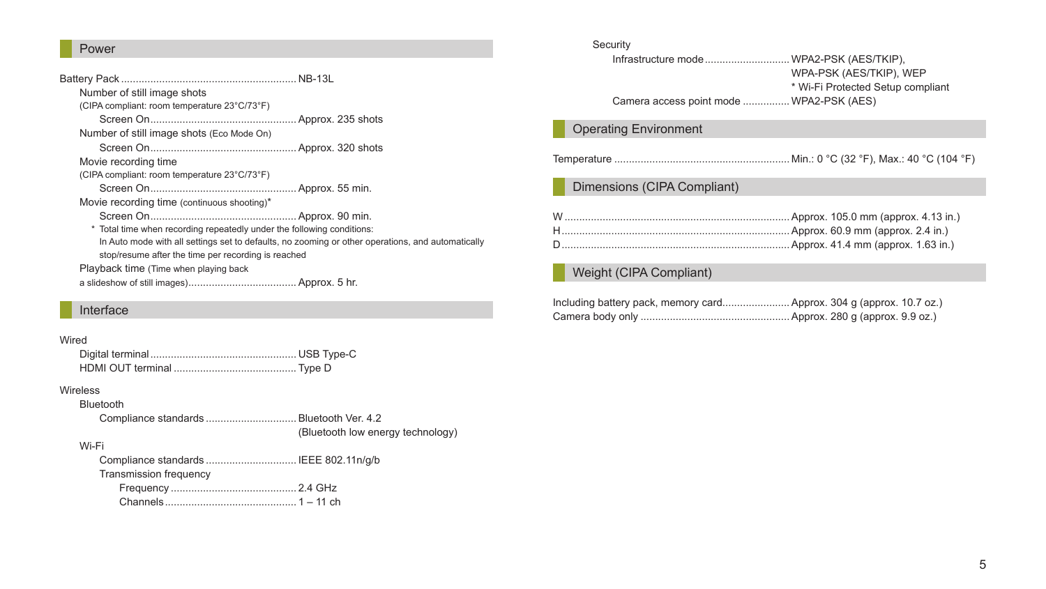## Power

Battery Pack ........................................................... NB-13L

- Number of still image shots
  (CIPA compliant: room temperature 23°C/73°F)
  - Screen On ................................................. Approx. 235 shots
- Number of still image shots (Eco Mode On)
  - Screen On ................................................. Approx. 320 shots
- Movie recording time
  (CIPA compliant: room temperature 23°C/73°F)
  - Screen On ................................................. Approx. 55 min.
- Movie recording time (continuous shooting)*
  - Screen On ................................................. Approx. 90 min.

  \* Total time when recording repeatedly under the following conditions:
  In Auto mode with all settings set to defaults, no zooming or other operations, and automatically stop/resume after the time per recording is reached
- Playback time (Time when playing back a slideshow of still images) .................................... Approx. 5 hr.

## Interface

Wired

- Digital terminal ................................................. USB Type-C
- HDMI OUT terminal ......................................... Type D

Wireless

- Bluetooth
  - Compliance standards .............................. Bluetooth Ver. 4.2 (Bluetooth low energy technology)
- Wi-Fi
  - Compliance standards .............................. IEEE 802.11n/g/b
  - Transmission frequency
    - Frequency .......................................... 2.4 GHz
    - Channels ............................................ 1 – 11 ch
- Security
  - Infrastructure mode ............................ WPA2-PSK (AES/TKIP), WPA-PSK (AES/TKIP), WEP
    \* Wi-Fi Protected Setup compliant
  - Camera access point mode ................ WPA2-PSK (AES)

## Operating Environment

Temperature ........................................................... Min.: 0 °C (32 °F), Max.: 40 °C (104 °F)

## Dimensions (CIPA Compliant)

W ........................................................................... Approx. 105.0 mm (approx. 4.13 in.)
H ............................................................................ Approx. 60.9 mm (approx. 2.4 in.)
D ............................................................................ Approx. 41.4 mm (approx. 1.63 in.)

## Weight (CIPA Compliant)

Including battery pack, memory card....................... Approx. 304 g (approx. 10.7 oz.)
Camera body only .................................................. Approx. 280 g (approx. 9.9 oz.)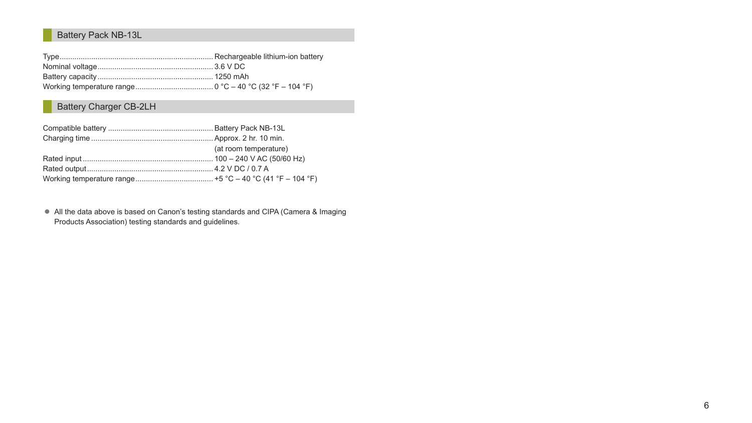## Battery Pack NB-13L

| | |
|---|---|
| Type | Rechargeable lithium-ion battery |
| Nominal voltage | 3.6 V DC |
| Battery capacity | 1250 mAh |
| Working temperature range | 0 °C – 40 °C (32 °F – 104 °F) |

## Battery Charger CB-2LH

| | |
|---|---|
| Compatible battery | Battery Pack NB-13L |
| Charging time | Approx. 2 hr. 10 min. (at room temperature) |
| Rated input | 100 – 240 V AC (50/60 Hz) |
| Rated output | 4.2 V DC / 0.7 A |
| Working temperature range | +5 °C – 40 °C (41 °F – 104 °F) |

- All the data above is based on Canon's testing standards and CIPA (Camera & Imaging Products Association) testing standards and guidelines.